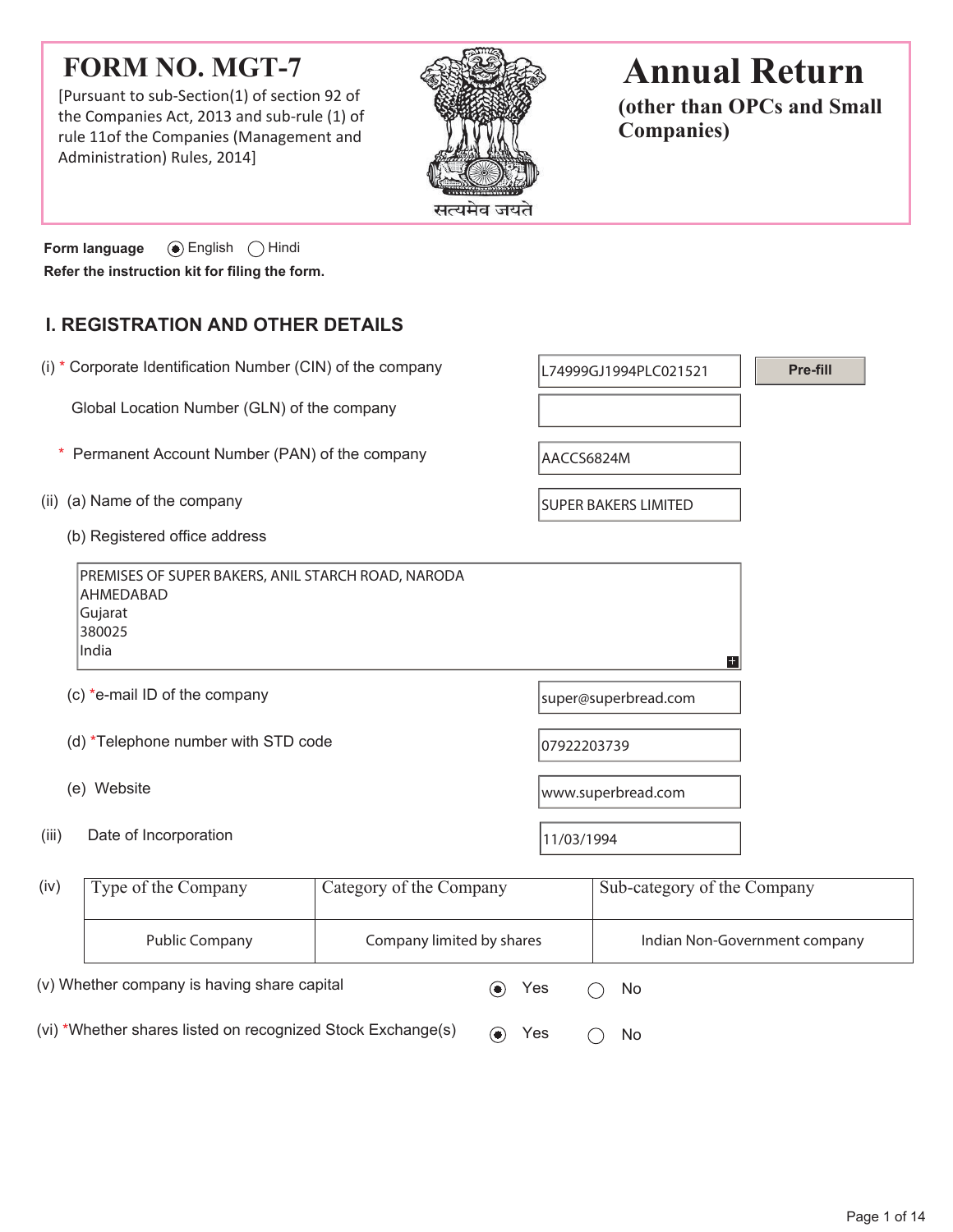# FORM NO. MGT-7

[Pursuant to sub-Section(1) of section 92 of the Companies Act, 2013 and sub-rule (1) of rule 11of the Companies (Management and Administration) Rules, 2014]

सत्यमेव जयते

# Annual Return

**(other than OPCs and Small Companies)**

**Form language** (●) English ( ) Hindi

**Refer the instruction kit for filing the form.**

## I. REGISTRATION AND OTHER DETAILS

(i) * Corporate Identification Number (CIN) of the company: L74999GJ1994PLC021521 [Pre-fill]

Global Location Number (GLN) of the company:

\* Permanent Account Number (PAN) of the company: AACCS6824M

(ii) (a) Name of the company: SUPER BAKERS LIMITED

(b) Registered office address

PREMISES OF SUPER BAKERS, ANIL STARCH ROAD, NARODA
AHMEDABAD
Gujarat
380025
India

(c) *e-mail ID of the company: super@superbread.com

(d) *Telephone number with STD code: 07922203739

(e) Website: www.superbread.com

(iii) Date of Incorporation: 11/03/1994

(iv)

| Type of the Company | Category of the Company | Sub-category of the Company |
|---|---|---|
| Public Company | Company limited by shares | Indian Non-Government company |

(v) Whether company is having share capital (●) Yes ( ) No

(vi) *Whether shares listed on recognized Stock Exchange(s) (●) Yes ( ) No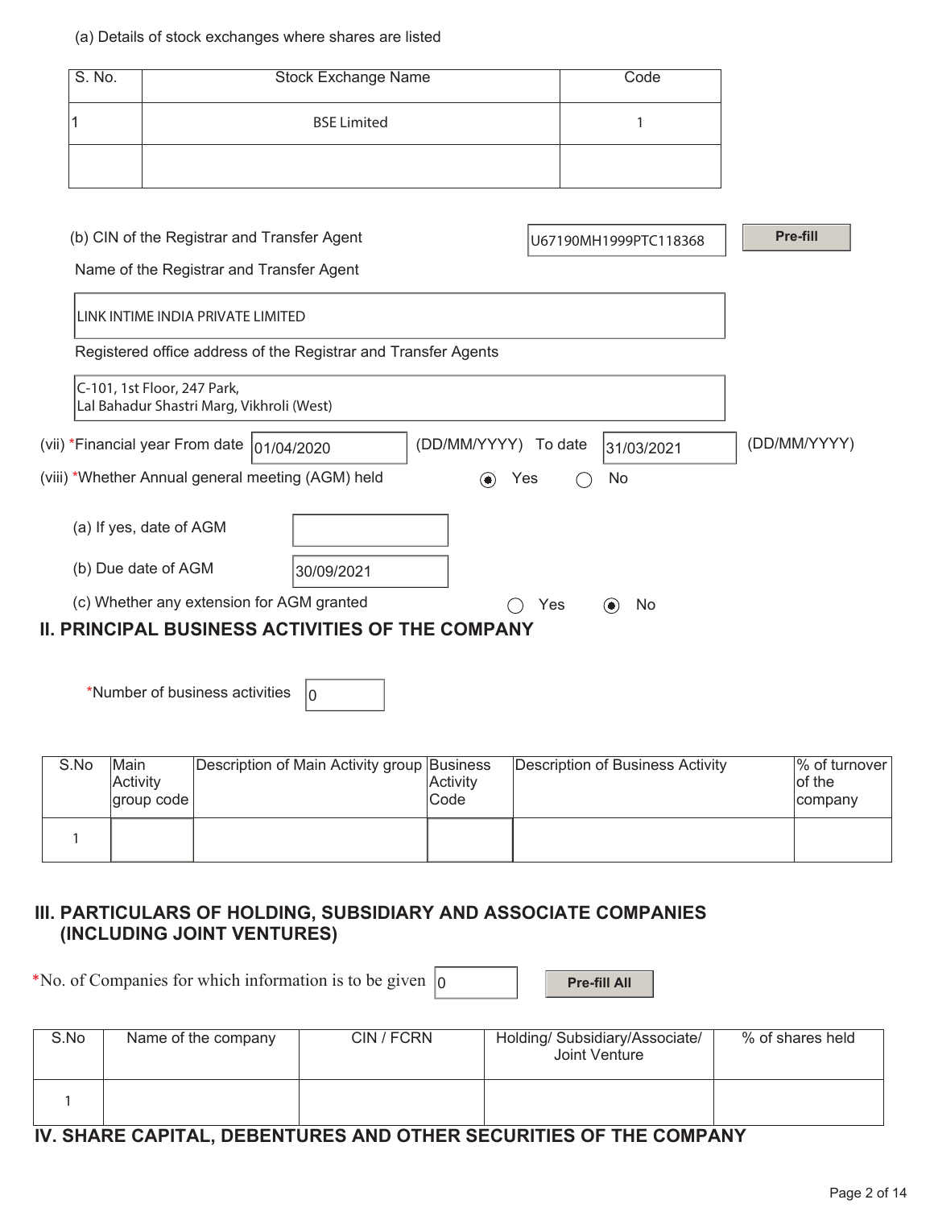(a) Details of stock exchanges where shares are listed

| S. No. | Stock Exchange Name | Code |
|---|---|---|
| 1 | BSE Limited | 1 |
| | | |

(b) CIN of the Registrar and Transfer Agent: U67190MH1999PTC118368 [Pre-fill]

Name of the Registrar and Transfer Agent

LINK INTIME INDIA PRIVATE LIMITED

Registered office address of the Registrar and Transfer Agents

C-101, 1st Floor, 247 Park,
Lal Bahadur Shastri Marg, Vikhroli (West)

(vii) *Financial year From date 01/04/2020 (DD/MM/YYYY) To date 31/03/2021 (DD/MM/YYYY)

(viii) *Whether Annual general meeting (AGM) held ◉ Yes ◯ No

(a) If yes, date of AGM

(b) Due date of AGM 30/09/2021

(c) Whether any extension for AGM granted ◯ Yes ◉ No

## II. PRINCIPAL BUSINESS ACTIVITIES OF THE COMPANY

*Number of business activities 0

| S.No | Main Activity group code | Description of Main Activity group | Business Activity Code | Description of Business Activity | % of turnover of the company |
|---|---|---|---|---|---|
| 1 | | | | | |

## III. PARTICULARS OF HOLDING, SUBSIDIARY AND ASSOCIATE COMPANIES (INCLUDING JOINT VENTURES)

*No. of Companies for which information is to be given 0 [Pre-fill All]

| S.No | Name of the company | CIN / FCRN | Holding/ Subsidiary/Associate/ Joint Venture | % of shares held |
|---|---|---|---|---|
| 1 | | | | |

## IV. SHARE CAPITAL, DEBENTURES AND OTHER SECURITIES OF THE COMPANY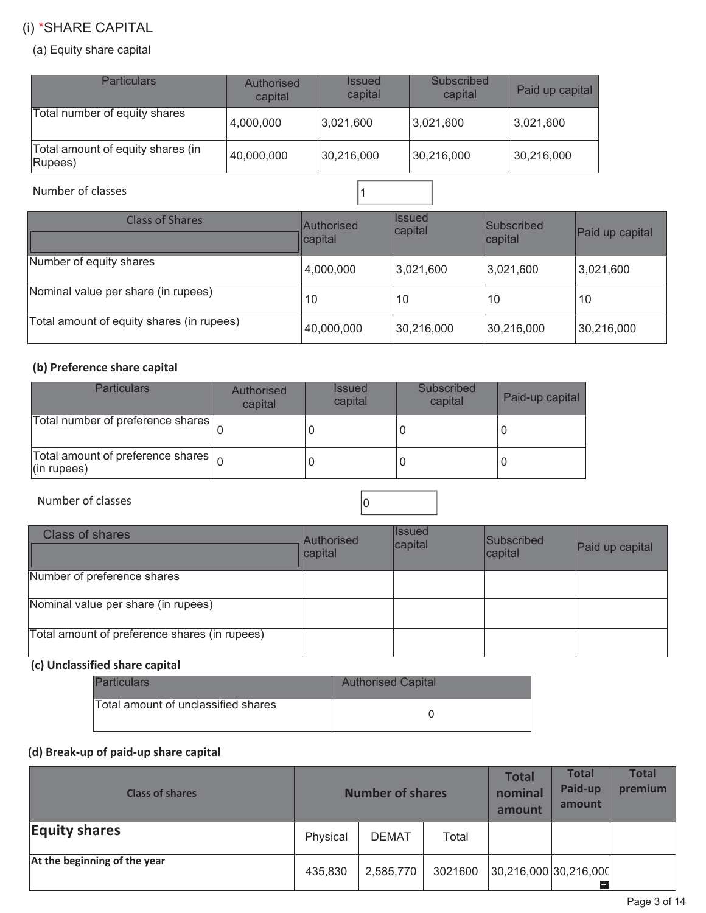## (i) *SHARE CAPITAL

### (a) Equity share capital

| Particulars | Authorised capital | Issued capital | Subscribed capital | Paid up capital |
|---|---|---|---|---|
| Total number of equity shares | 4,000,000 | 3,021,600 | 3,021,600 | 3,021,600 |
| Total amount of equity shares (in Rupees) | 40,000,000 | 30,216,000 | 30,216,000 | 30,216,000 |

Number of classes: 1

| Class of Shares | Authorised capital | Issued capital | Subscribed capital | Paid up capital |
|---|---|---|---|---|
| Number of equity shares | 4,000,000 | 3,021,600 | 3,021,600 | 3,021,600 |
| Nominal value per share (in rupees) | 10 | 10 | 10 | 10 |
| Total amount of equity shares (in rupees) | 40,000,000 | 30,216,000 | 30,216,000 | 30,216,000 |

### (b) Preference share capital

| Particulars | Authorised capital | Issued capital | Subscribed capital | Paid-up capital |
|---|---|---|---|---|
| Total number of preference shares | 0 | 0 | 0 | 0 |
| Total amount of preference shares (in rupees) | 0 | 0 | 0 | 0 |

Number of classes: 0

| Class of shares | Authorised capital | Issued capital | Subscribed capital | Paid up capital |
|---|---|---|---|---|
| Number of preference shares | | | | |
| Nominal value per share (in rupees) | | | | |
| Total amount of preference shares (in rupees) | | | | |

### (c) Unclassified share capital

| Particulars | Authorised Capital |
|---|---|
| Total amount of unclassified shares | 0 |

### (d) Break-up of paid-up share capital

| Class of shares | Number of shares | | | Total nominal amount | Total Paid-up amount | Total premium |
|---|---|---|---|---|---|---|
| **Equity shares** | Physical | DEMAT | Total | | | |
| **At the beginning of the year** | 435,830 | 2,585,770 | 3021600 | 30,216,000 | 30,216,000 | |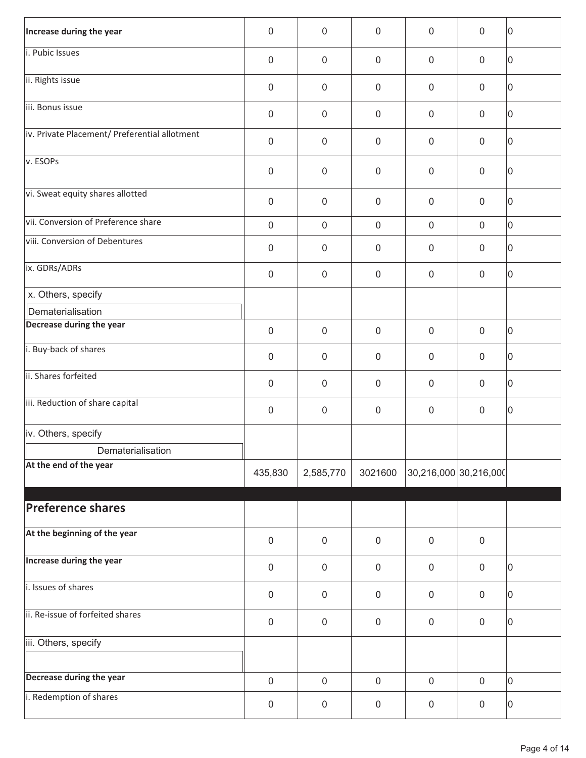| | | | | | | |
|---|---|---|---|---|---|---|
| **Increase during the year** | 0 | 0 | 0 | 0 | 0 | 0 |
| i. Pubic Issues | 0 | 0 | 0 | 0 | 0 | 0 |
| ii. Rights issue | 0 | 0 | 0 | 0 | 0 | 0 |
| iii. Bonus issue | 0 | 0 | 0 | 0 | 0 | 0 |
| iv. Private Placement/ Preferential allotment | 0 | 0 | 0 | 0 | 0 | 0 |
| v. ESOPs | 0 | 0 | 0 | 0 | 0 | 0 |
| vi. Sweat equity shares allotted | 0 | 0 | 0 | 0 | 0 | 0 |
| vii. Conversion of Preference share | 0 | 0 | 0 | 0 | 0 | 0 |
| viii. Conversion of Debentures | 0 | 0 | 0 | 0 | 0 | 0 |
| ix. GDRs/ADRs | 0 | 0 | 0 | 0 | 0 | 0 |
| x. Others, specify<br>Dematerialisation | | | | | | |
| **Decrease during the year** | 0 | 0 | 0 | 0 | 0 | 0 |
| i. Buy-back of shares | 0 | 0 | 0 | 0 | 0 | 0 |
| ii. Shares forfeited | 0 | 0 | 0 | 0 | 0 | 0 |
| iii. Reduction of share capital | 0 | 0 | 0 | 0 | 0 | 0 |
| iv. Others, specify<br>Dematerialisation | | | | | | |
| **At the end of the year** | 435,830 | 2,585,770 | 3021600 | 30,216,000 | 30,216,000 | |
| **Preference shares** | | | | | | |
| **At the beginning of the year** | 0 | 0 | 0 | 0 | 0 | |
| **Increase during the year** | 0 | 0 | 0 | 0 | 0 | 0 |
| i. Issues of shares | 0 | 0 | 0 | 0 | 0 | 0 |
| ii. Re-issue of forfeited shares | 0 | 0 | 0 | 0 | 0 | 0 |
| iii. Others, specify | | | | | | |
| **Decrease during the year** | 0 | 0 | 0 | 0 | 0 | 0 |
| i. Redemption of shares | 0 | 0 | 0 | 0 | 0 | 0 |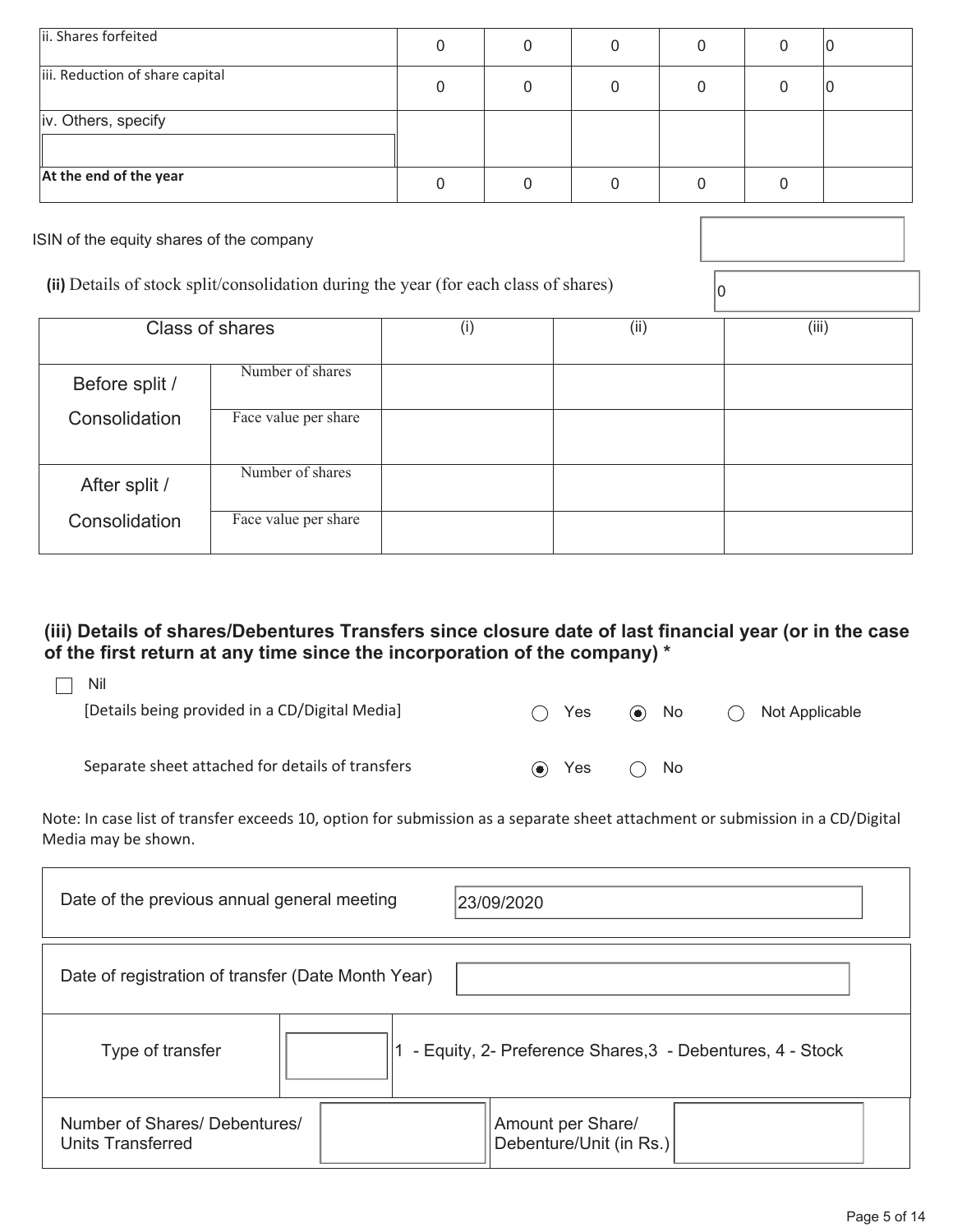| | | | | | | |
|---|---|---|---|---|---|---|
| ii. Shares forfeited | 0 | 0 | 0 | 0 | 0 | 0 |
| iii. Reduction of share capital | 0 | 0 | 0 | 0 | 0 | 0 |
| iv. Others, specify | | | | | | |
| **At the end of the year** | 0 | 0 | 0 | 0 | 0 | |

ISIN of the equity shares of the company

**(ii)** Details of stock split/consolidation during the year (for each class of shares) 0

| Class of shares | | (i) | (ii) | (iii) |
|---|---|---|---|---|
| Before split / Consolidation | Number of shares | | | |
| | Face value per share | | | |
| After split / Consolidation | Number of shares | | | |
| | Face value per share | | | |

### (iii) Details of shares/Debentures Transfers since closure date of last financial year (or in the case of the first return at any time since the incorporation of the company) *

☐ Nil

[Details being provided in a CD/Digital Media] ○ Yes ◉ No ○ Not Applicable

Separate sheet attached for details of transfers ◉ Yes ○ No

Note: In case list of transfer exceeds 10, option for submission as a separate sheet attachment or submission in a CD/Digital Media may be shown.

| | |
|---|---|
| Date of the previous annual general meeting | 23/09/2020 |
| Date of registration of transfer (Date Month Year) | |
| Type of transfer | 1 - Equity, 2- Preference Shares,3 - Debentures, 4 - Stock |
| Number of Shares/ Debentures/ Units Transferred | Amount per Share/ Debenture/Unit (in Rs.) |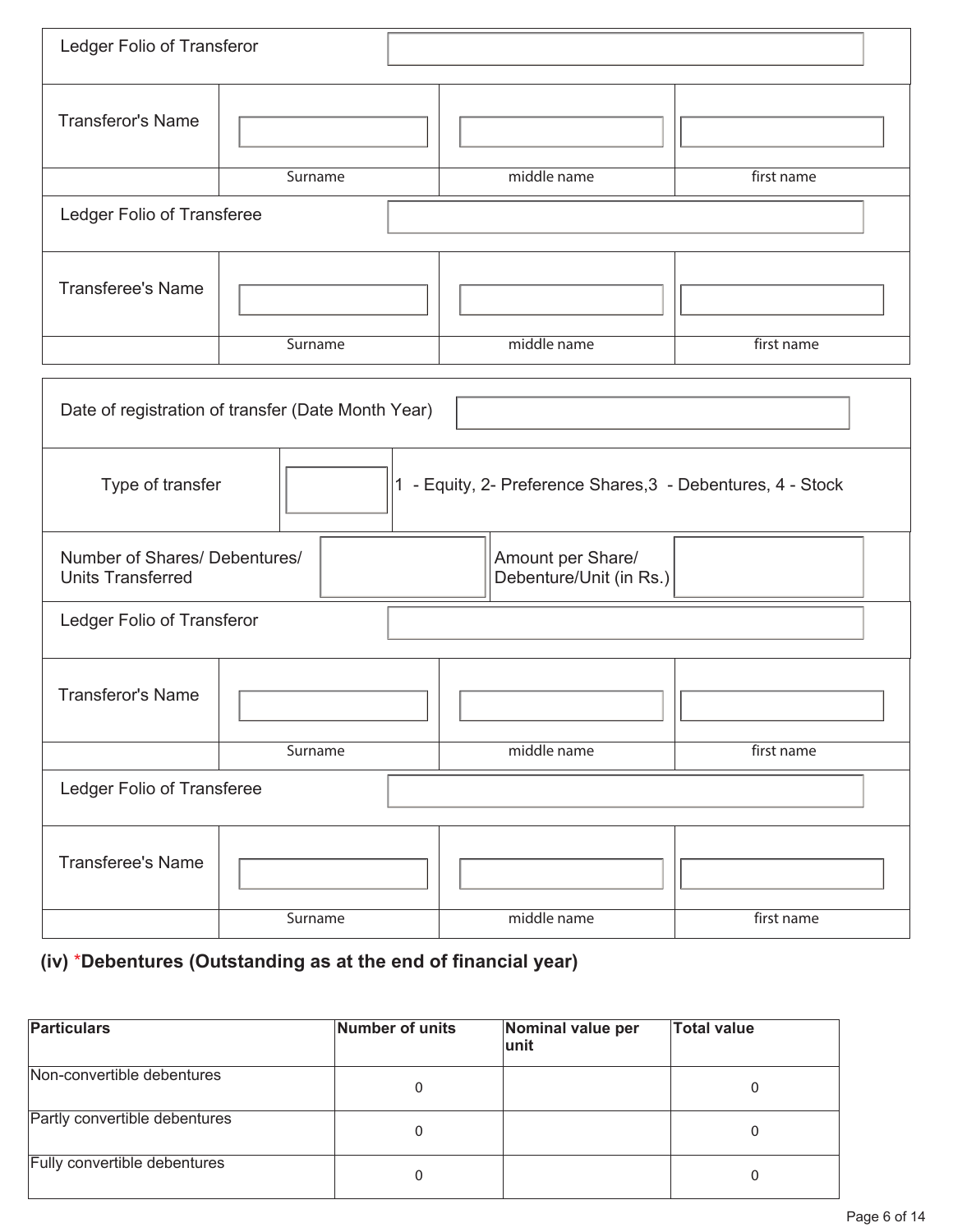| Ledger Folio of Transferor | | | |
|---|---|---|---|
| Transferor's Name | | | |
| | Surname | middle name | first name |
| Ledger Folio of Transferee | | | |
| Transferee's Name | | | |
| | Surname | middle name | first name |

| Date of registration of transfer (Date Month Year) | | | |
|---|---|---|---|
| Type of transfer | | 1 - Equity, 2- Preference Shares,3 - Debentures, 4 - Stock | |
| Number of Shares/ Debentures/ Units Transferred | | Amount per Share/ Debenture/Unit (in Rs.) | |

| Ledger Folio of Transferor | | | |
|---|---|---|---|
| Transferor's Name | | | |
| | Surname | middle name | first name |
| Ledger Folio of Transferee | | | |
| Transferee's Name | | | |
| | Surname | middle name | first name |

### (iv) *Debentures (Outstanding as at the end of financial year)

| Particulars | Number of units | Nominal value per unit | Total value |
|---|---|---|---|
| Non-convertible debentures | 0 | | 0 |
| Partly convertible debentures | 0 | | 0 |
| Fully convertible debentures | 0 | | 0 |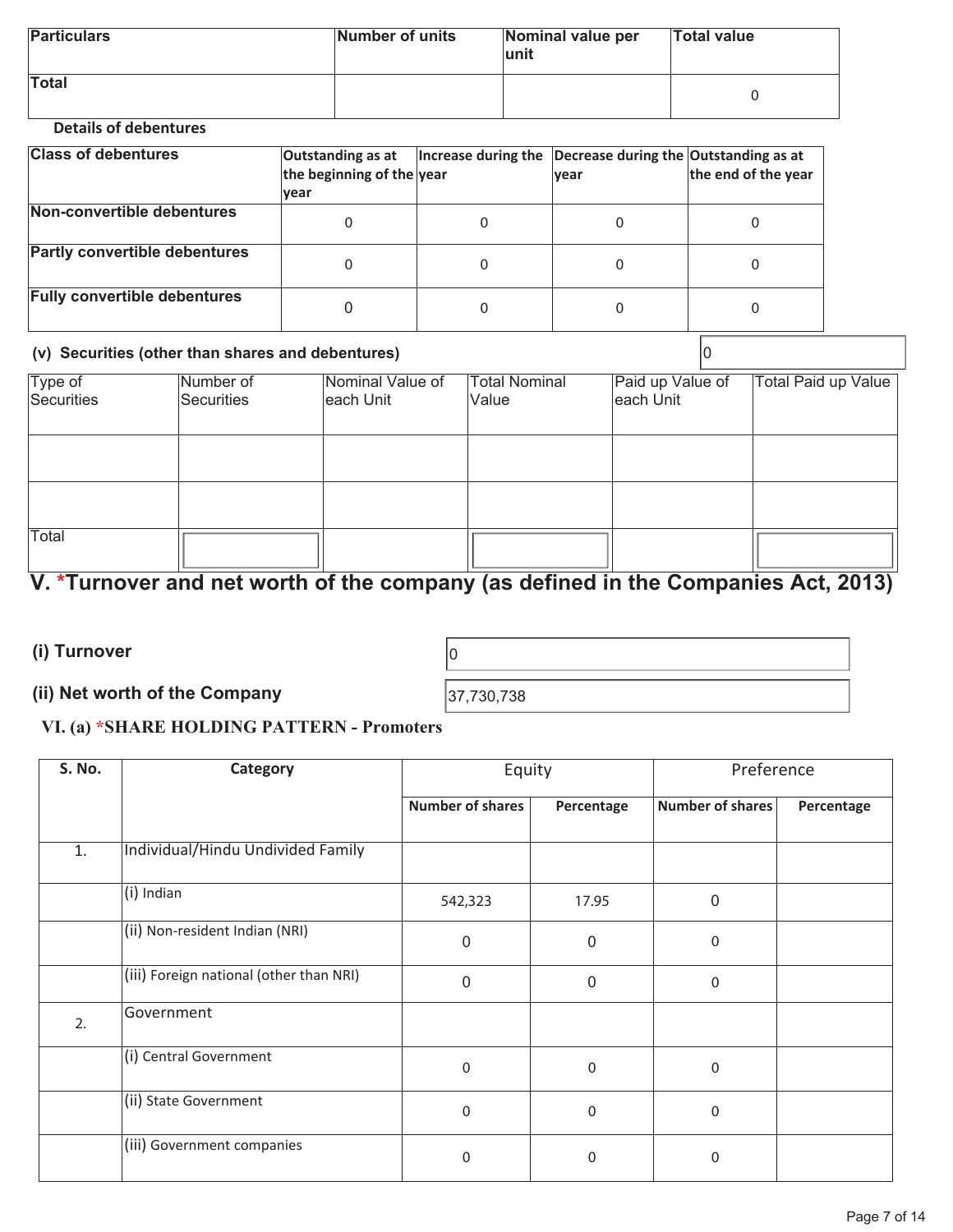| Particulars | Number of units | Nominal value per unit | Total value |
|---|---|---|---|
| Total | | | 0 |

Details of debentures

| Class of debentures | Outstanding as at the beginning of the year | Increase during the year | Decrease during the year | Outstanding as at the end of the year |
|---|---|---|---|---|
| Non-convertible debentures | 0 | 0 | 0 | 0 |
| Partly convertible debentures | 0 | 0 | 0 | 0 |
| Fully convertible debentures | 0 | 0 | 0 | 0 |

**(v) Securities (other than shares and debentures)** 0

| Type of Securities | Number of Securities | Nominal Value of each Unit | Total Nominal Value | Paid up Value of each Unit | Total Paid up Value |
|---|---|---|---|---|---|
| | | | | | |
| | | | | | |
| Total | | | | | |

## V. *Turnover and net worth of the company (as defined in the Companies Act, 2013)

**(i) Turnover** 0

**(ii) Net worth of the Company** 37,730,738

### VI. (a) *SHARE HOLDING PATTERN - Promoters

| S. No. | Category | Equity | | Preference | |
|---|---|---|---|---|---|
| | | Number of shares | Percentage | Number of shares | Percentage |
| 1. | Individual/Hindu Undivided Family | | | | |
| | (i) Indian | 542,323 | 17.95 | 0 | |
| | (ii) Non-resident Indian (NRI) | 0 | 0 | 0 | |
| | (iii) Foreign national (other than NRI) | 0 | 0 | 0 | |
| 2. | Government | | | | |
| | (i) Central Government | 0 | 0 | 0 | |
| | (ii) State Government | 0 | 0 | 0 | |
| | (iii) Government companies | 0 | 0 | 0 | |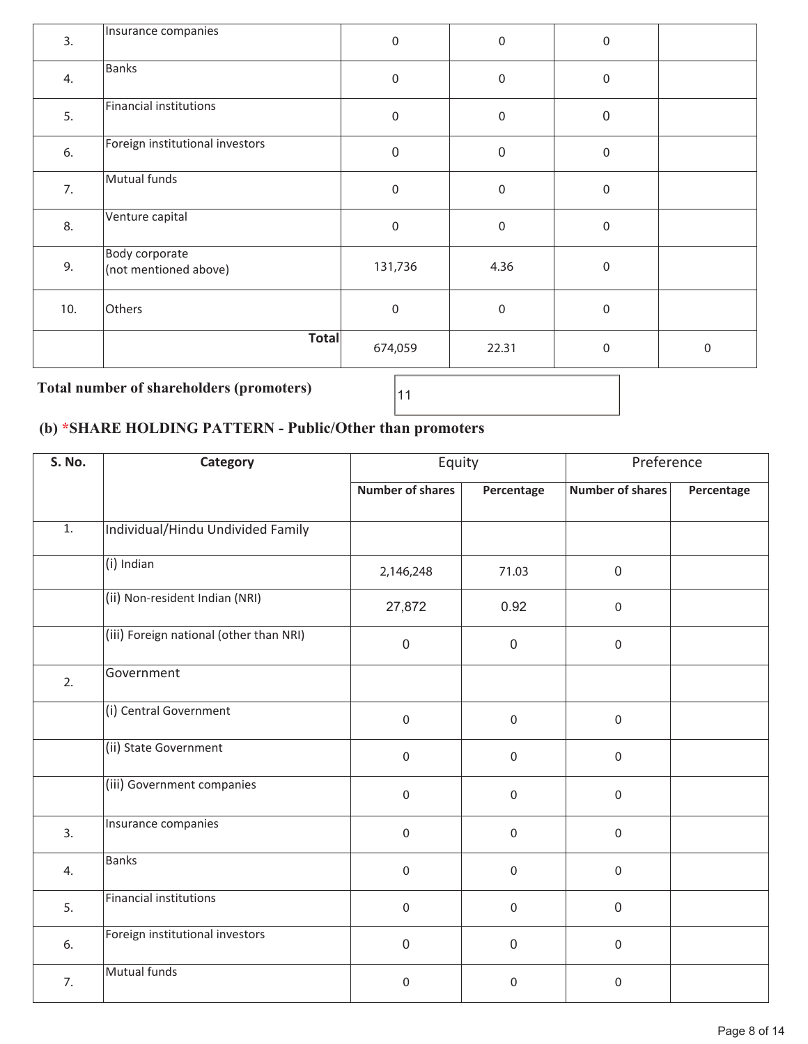| | | | | | |
|---|---|---|---|---|---|
| 3. | Insurance companies | 0 | 0 | 0 | |
| 4. | Banks | 0 | 0 | 0 | |
| 5. | Financial institutions | 0 | 0 | 0 | |
| 6. | Foreign institutional investors | 0 | 0 | 0 | |
| 7. | Mutual funds | 0 | 0 | 0 | |
| 8. | Venture capital | 0 | 0 | 0 | |
| 9. | Body corporate (not mentioned above) | 131,736 | 4.36 | 0 | |
| 10. | Others | 0 | 0 | 0 | |
| | **Total** | 674,059 | 22.31 | 0 | 0 |

**Total number of shareholders (promoters)** 11

### (b) *SHARE HOLDING PATTERN - Public/Other than promoters

| S. No. | Category | Equity | | Preference | |
|---|---|---|---|---|---|
| | | Number of shares | Percentage | Number of shares | Percentage |
| 1. | Individual/Hindu Undivided Family | | | | |
| | (i) Indian | 2,146,248 | 71.03 | 0 | |
| | (ii) Non-resident Indian (NRI) | 27,872 | 0.92 | 0 | |
| | (iii) Foreign national (other than NRI) | 0 | 0 | 0 | |
| 2. | Government | | | | |
| | (i) Central Government | 0 | 0 | 0 | |
| | (ii) State Government | 0 | 0 | 0 | |
| | (iii) Government companies | 0 | 0 | 0 | |
| 3. | Insurance companies | 0 | 0 | 0 | |
| 4. | Banks | 0 | 0 | 0 | |
| 5. | Financial institutions | 0 | 0 | 0 | |
| 6. | Foreign institutional investors | 0 | 0 | 0 | |
| 7. | Mutual funds | 0 | 0 | 0 | |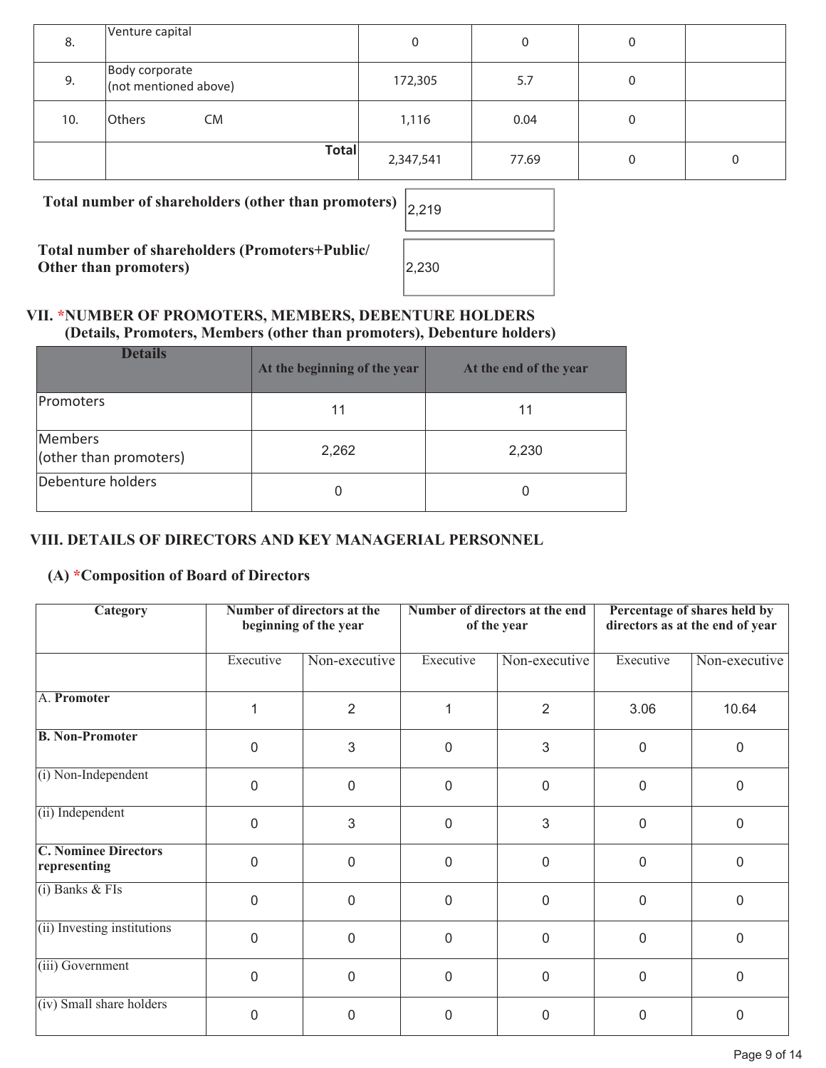| 8. | Venture capital | 0 | 0 | 0 | |
|---|---|---|---|---|---|
| 9. | Body corporate (not mentioned above) | 172,305 | 5.7 | 0 | |
| 10. | Others CM | 1,116 | 0.04 | 0 | |
| | **Total** | 2,347,541 | 77.69 | 0 | 0 |

**Total number of shareholders (other than promoters)** 2,219

**Total number of shareholders (Promoters+Public/ Other than promoters)** 2,230

## VII. *NUMBER OF PROMOTERS, MEMBERS, DEBENTURE HOLDERS (Details, Promoters, Members (other than promoters), Debenture holders)

| Details | At the beginning of the year | At the end of the year |
|---|---|---|
| Promoters | 11 | 11 |
| Members (other than promoters) | 2,262 | 2,230 |
| Debenture holders | 0 | 0 |

## VIII. DETAILS OF DIRECTORS AND KEY MANAGERIAL PERSONNEL

### (A) *Composition of Board of Directors

| Category | Number of directors at the beginning of the year | | Number of directors at the end of the year | | Percentage of shares held by directors as at the end of year | |
|---|---|---|---|---|---|---|
| | Executive | Non-executive | Executive | Non-executive | Executive | Non-executive |
| A. **Promoter** | 1 | 2 | 1 | 2 | 3.06 | 10.64 |
| **B. Non-Promoter** | 0 | 3 | 0 | 3 | 0 | 0 |
| (i) Non-Independent | 0 | 0 | 0 | 0 | 0 | 0 |
| (ii) Independent | 0 | 3 | 0 | 3 | 0 | 0 |
| **C. Nominee Directors representing** | 0 | 0 | 0 | 0 | 0 | 0 |
| (i) Banks & FIs | 0 | 0 | 0 | 0 | 0 | 0 |
| (ii) Investing institutions | 0 | 0 | 0 | 0 | 0 | 0 |
| (iii) Government | 0 | 0 | 0 | 0 | 0 | 0 |
| (iv) Small share holders | 0 | 0 | 0 | 0 | 0 | 0 |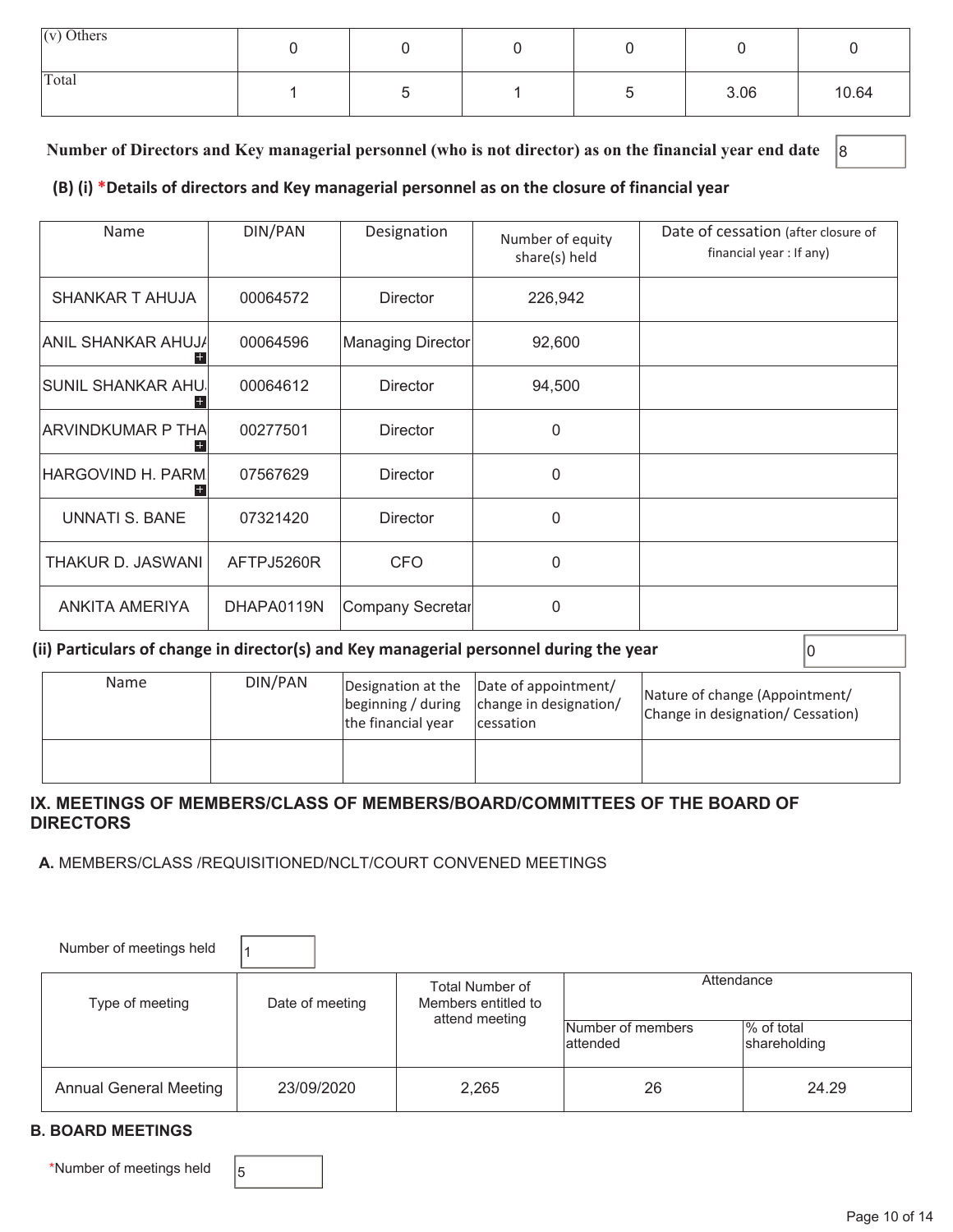| (v) Others | 0 | 0 | 0 | 0 | 0 | 0 |
|---|---|---|---|---|---|---|
| Total | 1 | 5 | 1 | 5 | 3.06 | 10.64 |

**Number of Directors and Key managerial personnel (who is not director) as on the financial year end date** 8

### (B) (i) *Details of directors and Key managerial personnel as on the closure of financial year

| Name | DIN/PAN | Designation | Number of equity share(s) held | Date of cessation (after closure of financial year : If any) |
|---|---|---|---|---|
| SHANKAR T AHUJA | 00064572 | Director | 226,942 | |
| ANIL SHANKAR AHUJA | 00064596 | Managing Director | 92,600 | |
| SUNIL SHANKAR AHU. | 00064612 | Director | 94,500 | |
| ARVINDKUMAR P THA | 00277501 | Director | 0 | |
| HARGOVIND H. PARM. | 07567629 | Director | 0 | |
| UNNATI S. BANE | 07321420 | Director | 0 | |
| THAKUR D. JASWANI | AFTPJ5260R | CFO | 0 | |
| ANKITA AMERIYA | DHAPA0119N | Company Secretar | 0 | |

### (ii) Particulars of change in director(s) and Key managerial personnel during the year 0

| Name | DIN/PAN | Designation at the beginning / during the financial year | Date of appointment/ change in designation/ cessation | Nature of change (Appointment/ Change in designation/ Cessation) |
|---|---|---|---|---|
| | | | | |

## IX. MEETINGS OF MEMBERS/CLASS OF MEMBERS/BOARD/COMMITTEES OF THE BOARD OF DIRECTORS

**A.** MEMBERS/CLASS /REQUISITIONED/NCLT/COURT CONVENED MEETINGS

Number of meetings held 1

| Type of meeting | Date of meeting | Total Number of Members entitled to attend meeting | Attendance | |
|---|---|---|---|---|
| | | | Number of members attended | % of total shareholding |
| Annual General Meeting | 23/09/2020 | 2,265 | 26 | 24.29 |

### B. BOARD MEETINGS

*Number of meetings held 5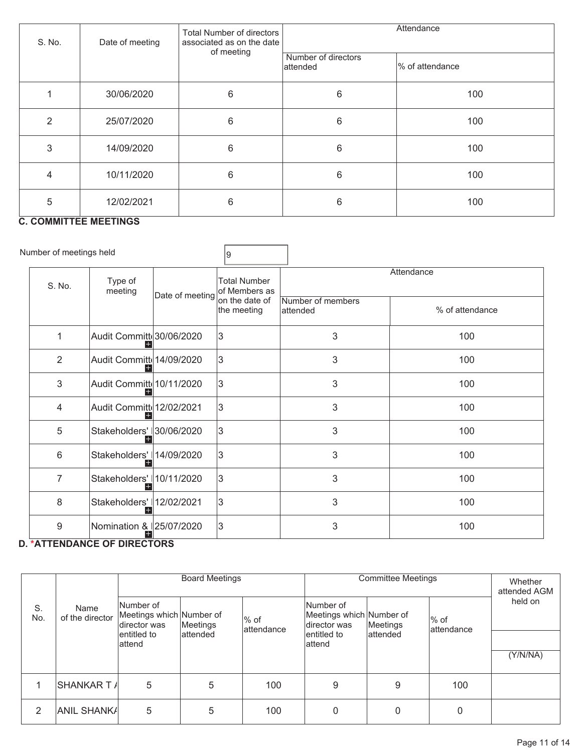| S. No. | Date of meeting | Total Number of directors associated as on the date of meeting | Attendance | |
|---|---|---|---|---|
| | | | Number of directors attended | % of attendance |
| 1 | 30/06/2020 | 6 | 6 | 100 |
| 2 | 25/07/2020 | 6 | 6 | 100 |
| 3 | 14/09/2020 | 6 | 6 | 100 |
| 4 | 10/11/2020 | 6 | 6 | 100 |
| 5 | 12/02/2021 | 6 | 6 | 100 |

**C. COMMITTEE MEETINGS**

Number of meetings held: 9

| S. No. | Type of meeting | Date of meeting | Total Number of Members as on the date of the meeting | Attendance | |
|---|---|---|---|---|---|
| | | | | Number of members attended | % of attendance |
| 1 | Audit Committ | 30/06/2020 | 3 | 3 | 100 |
| 2 | Audit Committ | 14/09/2020 | 3 | 3 | 100 |
| 3 | Audit Committ | 10/11/2020 | 3 | 3 | 100 |
| 4 | Audit Committ | 12/02/2021 | 3 | 3 | 100 |
| 5 | Stakeholders' | 30/06/2020 | 3 | 3 | 100 |
| 6 | Stakeholders' | 14/09/2020 | 3 | 3 | 100 |
| 7 | Stakeholders' | 10/11/2020 | 3 | 3 | 100 |
| 8 | Stakeholders' | 12/02/2021 | 3 | 3 | 100 |
| 9 | Nomination & | 25/07/2020 | 3 | 3 | 100 |

**D. *ATTENDANCE OF DIRECTORS**

| S. No. | Name of the director | Board Meetings | | | Committee Meetings | | | Whether attended AGM held on |
|---|---|---|---|---|---|---|---|---|
| | | Number of Meetings which director was entitled to attend | Number of Meetings attended | % of attendance | Number of Meetings which director was entitled to attend | Number of Meetings attended | % of attendance | (Y/N/NA) |
| 1 | SHANKAR T A | 5 | 5 | 100 | 9 | 9 | 100 | |
| 2 | ANIL SHANKA | 5 | 5 | 100 | 0 | 0 | 0 | |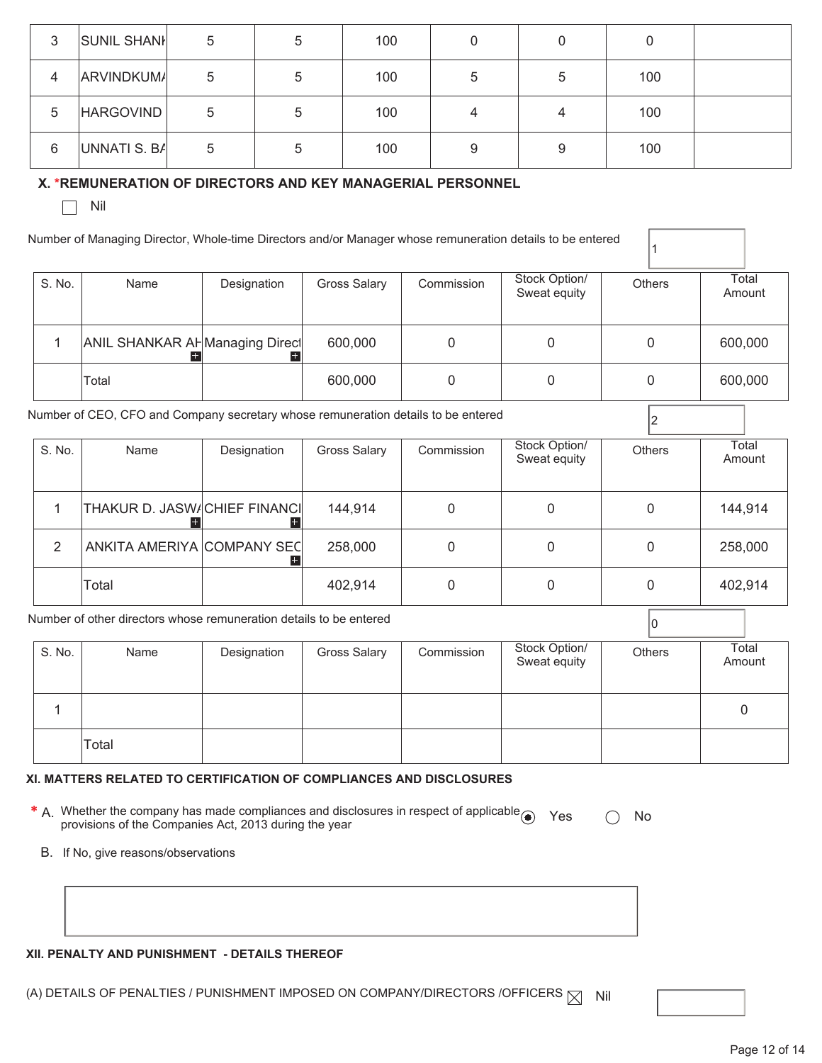| 3 | SUNIL SHANI | 5 | 5 | 100 | 0 | 0 | 0 | |
|---|---|---|---|---|---|---|---|---|
| 4 | ARVINDKUMA | 5 | 5 | 100 | 5 | 5 | 100 | |
| 5 | HARGOVIND | 5 | 5 | 100 | 4 | 4 | 100 | |
| 6 | UNNATI S. BA | 5 | 5 | 100 | 9 | 9 | 100 | |

### X. *REMUNERATION OF DIRECTORS AND KEY MANAGERIAL PERSONNEL

☐ Nil

Number of Managing Director, Whole-time Directors and/or Manager whose remuneration details to be entered: 1

| S. No. | Name | Designation | Gross Salary | Commission | Stock Option/ Sweat equity | Others | Total Amount |
|---|---|---|---|---|---|---|---|
| 1 | ANIL SHANKAR AH | Managing Direct | 600,000 | 0 | 0 | 0 | 600,000 |
| | Total | | 600,000 | 0 | 0 | 0 | 600,000 |

Number of CEO, CFO and Company secretary whose remuneration details to be entered: 2

| S. No. | Name | Designation | Gross Salary | Commission | Stock Option/ Sweat equity | Others | Total Amount |
|---|---|---|---|---|---|---|---|
| 1 | THAKUR D. JASWA | CHIEF FINANCI | 144,914 | 0 | 0 | 0 | 144,914 |
| 2 | ANKITA AMERIYA | COMPANY SEC | 258,000 | 0 | 0 | 0 | 258,000 |
| | Total | | 402,914 | 0 | 0 | 0 | 402,914 |

Number of other directors whose remuneration details to be entered: 0

| S. No. | Name | Designation | Gross Salary | Commission | Stock Option/ Sweat equity | Others | Total Amount |
|---|---|---|---|---|---|---|---|
| 1 | | | | | | | 0 |
| | Total | | | | | | |

### XI. MATTERS RELATED TO CERTIFICATION OF COMPLIANCES AND DISCLOSURES

\* A. Whether the company has made compliances and disclosures in respect of applicable provisions of the Companies Act, 2013 during the year ◉ Yes ○ No

B. If No, give reasons/observations

### XII. PENALTY AND PUNISHMENT - DETAILS THEREOF

(A) DETAILS OF PENALTIES / PUNISHMENT IMPOSED ON COMPANY/DIRECTORS /OFFICERS ☒ Nil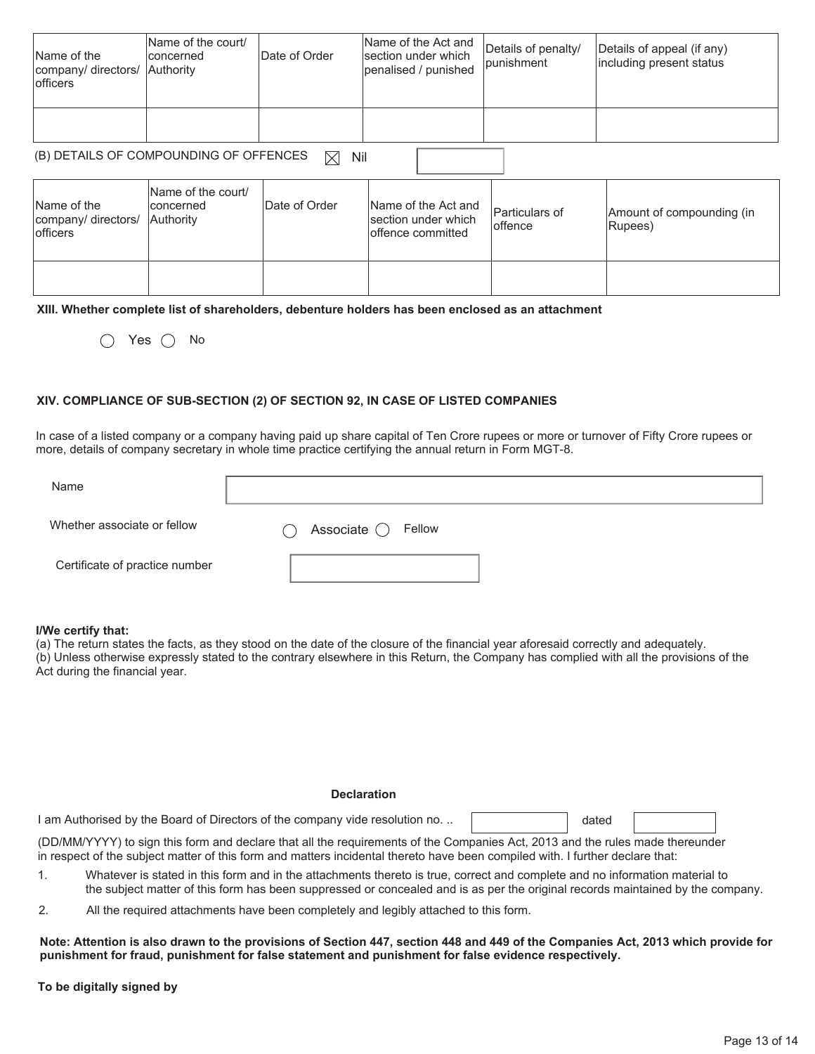| Name of the company/ directors/ officers | Name of the court/ concerned Authority | Date of Order | Name of the Act and section under which penalised / punished | Details of penalty/ punishment | Details of appeal (if any) including present status |
| --- | --- | --- | --- | --- | --- |
| | | | | | |

(B) DETAILS OF COMPOUNDING OF OFFENCES ☒ Nil

| Name of the company/ directors/ officers | Name of the court/ concerned Authority | Date of Order | Name of the Act and section under which offence committed | Particulars of offence | Amount of compounding (in Rupees) |
| --- | --- | --- | --- | --- | --- |
| | | | | | |

**XIII. Whether complete list of shareholders, debenture holders has been enclosed as an attachment**

○ Yes ○ No

**XIV. COMPLIANCE OF SUB-SECTION (2) OF SECTION 92, IN CASE OF LISTED COMPANIES**

In case of a listed company or a company having paid up share capital of Ten Crore rupees or more or turnover of Fifty Crore rupees or more, details of company secretary in whole time practice certifying the annual return in Form MGT-8.

Name

Whether associate or fellow ○ Associate ○ Fellow

Certificate of practice number

**I/We certify that:**

(a) The return states the facts, as they stood on the date of the closure of the financial year aforesaid correctly and adequately.

(b) Unless otherwise expressly stated to the contrary elsewhere in this Return, the Company has complied with all the provisions of the Act during the financial year.

**Declaration**

I am Authorised by the Board of Directors of the company vide resolution no. .. dated

(DD/MM/YYYY) to sign this form and declare that all the requirements of the Companies Act, 2013 and the rules made thereunder in respect of the subject matter of this form and matters incidental thereto have been compiled with. I further declare that:

1. Whatever is stated in this form and in the attachments thereto is true, correct and complete and no information material to the subject matter of this form has been suppressed or concealed and is as per the original records maintained by the company.
2. All the required attachments have been completely and legibly attached to this form.

**Note: Attention is also drawn to the provisions of Section 447, section 448 and 449 of the Companies Act, 2013 which provide for punishment for fraud, punishment for false statement and punishment for false evidence respectively.**

**To be digitally signed by**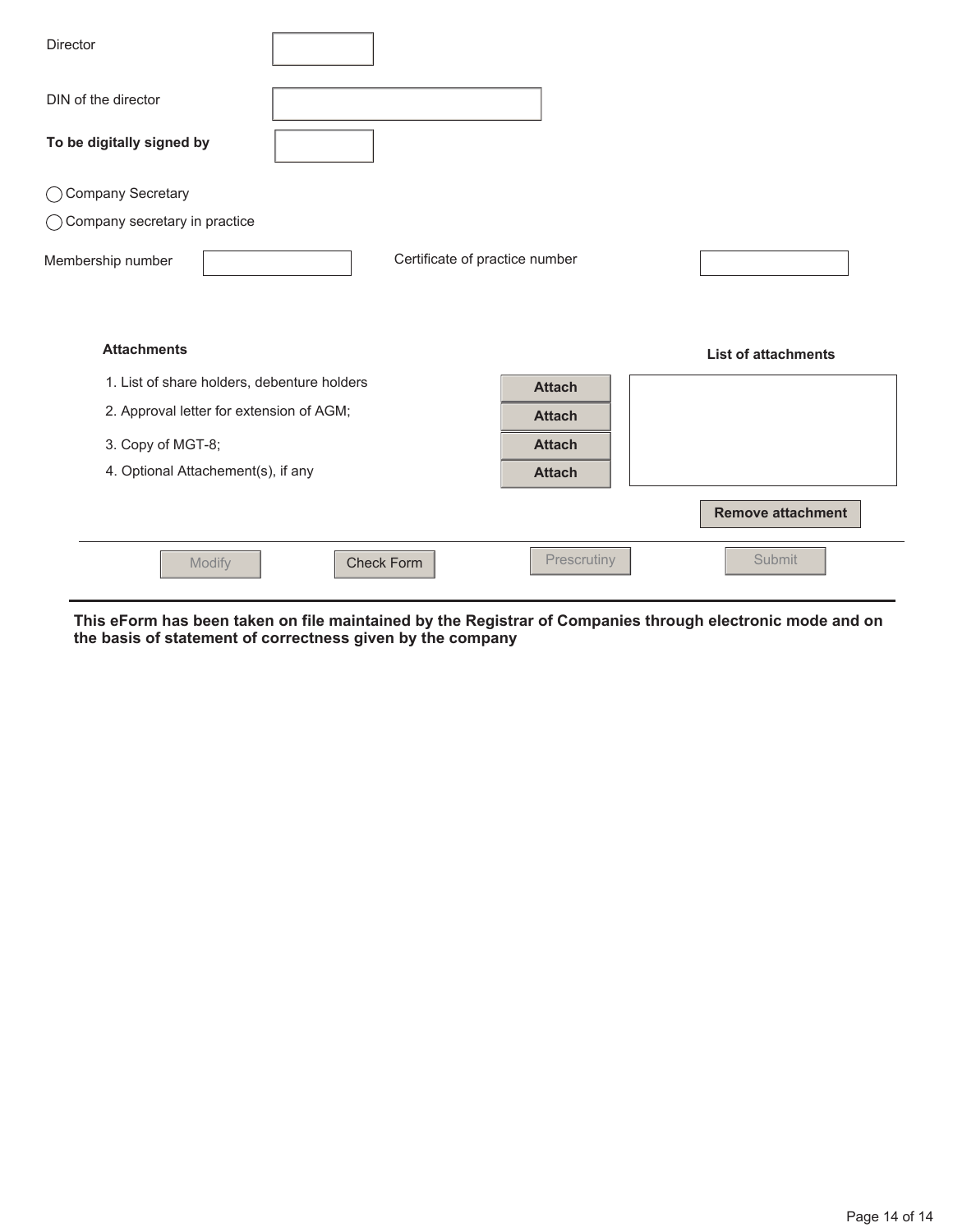Director

DIN of the director

**To be digitally signed by**

○ Company Secretary

○ Company secretary in practice

Membership number

Certificate of practice number

**Attachments**

1. List of share holders, debenture holders
2. Approval letter for extension of AGM;
3. Copy of MGT-8;
4. Optional Attachement(s), if any

**List of attachments**

Attach

Attach

Attach

Attach

**Remove attachment**

Modify

Check Form

Prescrutiny

Submit

**This eForm has been taken on file maintained by the Registrar of Companies through electronic mode and on the basis of statement of correctness given by the company**